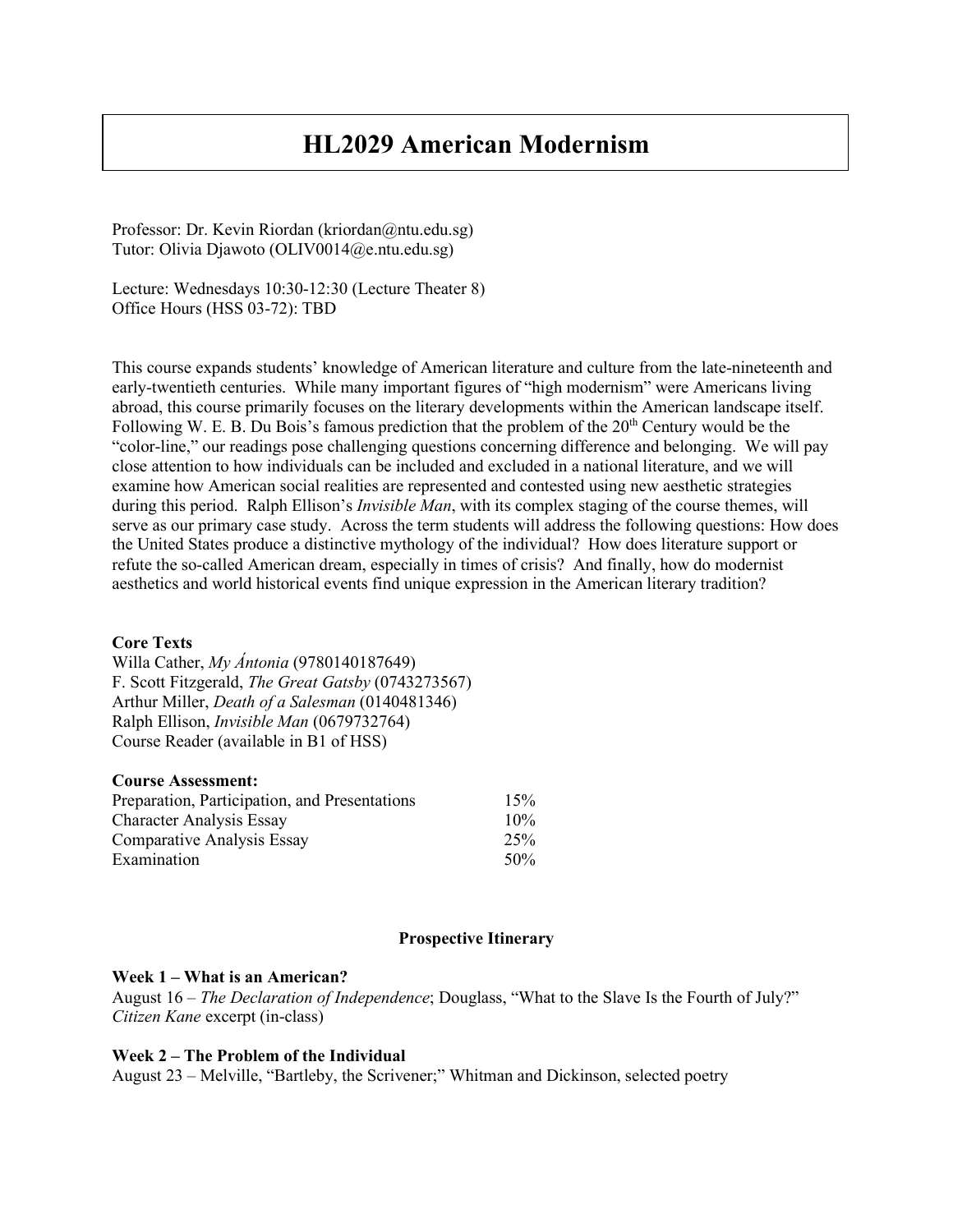# HL2029 American Modernism

Professor: Dr. Kevin Riordan (kriordan@ntu.edu.sg)
Tutor: Olivia Djawoto (OLIV0014@e.ntu.edu.sg)

Lecture: Wednesdays 10:30-12:30 (Lecture Theater 8)
Office Hours (HSS 03-72): TBD

This course expands students' knowledge of American literature and culture from the late-nineteenth and early-twentieth centuries. While many important figures of "high modernism" were Americans living abroad, this course primarily focuses on the literary developments within the American landscape itself. Following W. E. B. Du Bois's famous prediction that the problem of the 20th Century would be the "color-line," our readings pose challenging questions concerning difference and belonging. We will pay close attention to how individuals can be included and excluded in a national literature, and we will examine how American social realities are represented and contested using new aesthetic strategies during this period. Ralph Ellison's *Invisible Man*, with its complex staging of the course themes, will serve as our primary case study. Across the term students will address the following questions: How does the United States produce a distinctive mythology of the individual? How does literature support or refute the so-called American dream, especially in times of crisis? And finally, how do modernist aesthetics and world historical events find unique expression in the American literary tradition?

**Core Texts**
Willa Cather, *My Ántonia* (9780140187649)
F. Scott Fitzgerald, *The Great Gatsby* (0743273567)
Arthur Miller, *Death of a Salesman* (0140481346)
Ralph Ellison, *Invisible Man* (0679732764)
Course Reader (available in B1 of HSS)

**Course Assessment:**

| | |
|---|---|
| Preparation, Participation, and Presentations | 15% |
| Character Analysis Essay | 10% |
| Comparative Analysis Essay | 25% |
| Examination | 50% |

**Prospective Itinerary**

**Week 1 – What is an American?**
August 16 – *The Declaration of Independence*; Douglass, "What to the Slave Is the Fourth of July?" *Citizen Kane* excerpt (in-class)

**Week 2 – The Problem of the Individual**
August 23 – Melville, "Bartleby, the Scrivener;" Whitman and Dickinson, selected poetry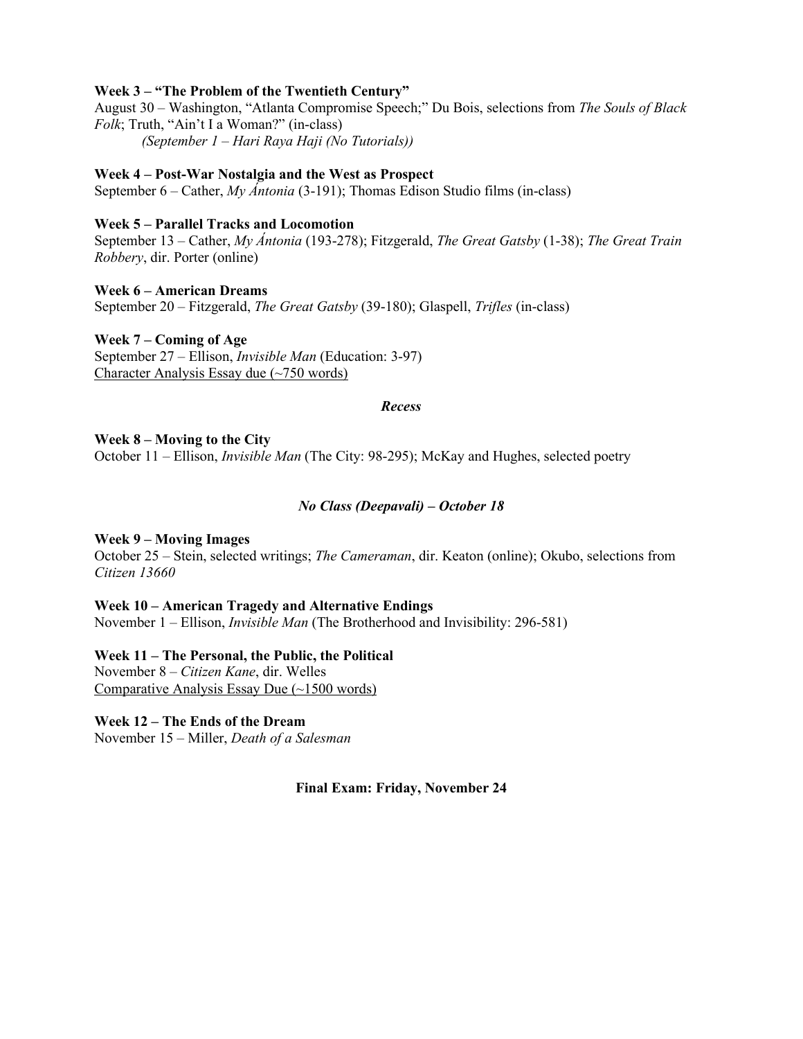**Week 3 – "The Problem of the Twentieth Century"**
August 30 – Washington, "Atlanta Compromise Speech;" Du Bois, selections from *The Souls of Black Folk*; Truth, "Ain't I a Woman?" (in-class)
*(September 1 – Hari Raya Haji (No Tutorials))*

**Week 4 – Post-War Nostalgia and the West as Prospect**
September 6 – Cather, *My Ántonia* (3-191); Thomas Edison Studio films (in-class)

**Week 5 – Parallel Tracks and Locomotion**
September 13 – Cather, *My Ántonia* (193-278); Fitzgerald, *The Great Gatsby* (1-38); *The Great Train Robbery*, dir. Porter (online)

**Week 6 – American Dreams**
September 20 – Fitzgerald, *The Great Gatsby* (39-180); Glaspell, *Trifles* (in-class)

**Week 7 – Coming of Age**
September 27 – Ellison, *Invisible Man* (Education: 3-97)
<u>Character Analysis Essay due (~750 words)</u>

***Recess***

**Week 8 – Moving to the City**
October 11 – Ellison, *Invisible Man* (The City: 98-295); McKay and Hughes, selected poetry

***No Class (Deepavali) – October 18***

**Week 9 – Moving Images**
October 25 – Stein, selected writings; *The Cameraman*, dir. Keaton (online); Okubo, selections from *Citizen 13660*

**Week 10 – American Tragedy and Alternative Endings**
November 1 – Ellison, *Invisible Man* (The Brotherhood and Invisibility: 296-581)

**Week 11 – The Personal, the Public, the Political**
November 8 – *Citizen Kane*, dir. Welles
<u>Comparative Analysis Essay Due (~1500 words)</u>

**Week 12 – The Ends of the Dream**
November 15 – Miller, *Death of a Salesman*

**Final Exam: Friday, November 24**